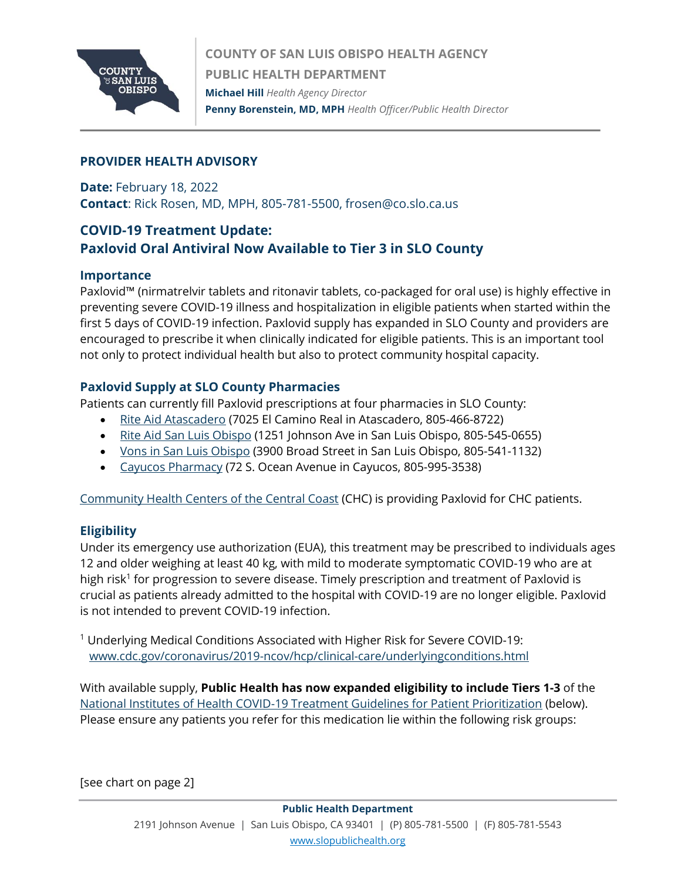**COUNTY OF SAN LUIS OBISPO HEALTH AGENCY**
**PUBLIC HEALTH DEPARTMENT**
**Michael Hill** *Health Agency Director*
**Penny Borenstein, MD, MPH** *Health Officer/Public Health Director*

## PROVIDER HEALTH ADVISORY

**Date:** February 18, 2022
**Contact**: Rick Rosen, MD, MPH, 805-781-5500, frosen@co.slo.ca.us

# COVID-19 Treatment Update: Paxlovid Oral Antiviral Now Available to Tier 3 in SLO County

### Importance

Paxlovid™ (nirmatrelvir tablets and ritonavir tablets, co-packaged for oral use) is highly effective in preventing severe COVID-19 illness and hospitalization in eligible patients when started within the first 5 days of COVID-19 infection. Paxlovid supply has expanded in SLO County and providers are encouraged to prescribe it when clinically indicated for eligible patients. This is an important tool not only to protect individual health but also to protect community hospital capacity.

### Paxlovid Supply at SLO County Pharmacies

Patients can currently fill Paxlovid prescriptions at four pharmacies in SLO County:

- Rite Aid Atascadero (7025 El Camino Real in Atascadero, 805-466-8722)
- Rite Aid San Luis Obispo (1251 Johnson Ave in San Luis Obispo, 805-545-0655)
- Vons in San Luis Obispo (3900 Broad Street in San Luis Obispo, 805-541-1132)
- Cayucos Pharmacy (72 S. Ocean Avenue in Cayucos, 805-995-3538)

Community Health Centers of the Central Coast (CHC) is providing Paxlovid for CHC patients.

### Eligibility

Under its emergency use authorization (EUA), this treatment may be prescribed to individuals ages 12 and older weighing at least 40 kg, with mild to moderate symptomatic COVID-19 who are at high risk[1] for progression to severe disease. Timely prescription and treatment of Paxlovid is crucial as patients already admitted to the hospital with COVID-19 are no longer eligible. Paxlovid is not intended to prevent COVID-19 infection.

[1] Underlying Medical Conditions Associated with Higher Risk for Severe COVID-19: www.cdc.gov/coronavirus/2019-ncov/hcp/clinical-care/underlyingconditions.html

With available supply, **Public Health has now expanded eligibility to include Tiers 1-3** of the National Institutes of Health COVID-19 Treatment Guidelines for Patient Prioritization (below). Please ensure any patients you refer for this medication lie within the following risk groups:

[see chart on page 2]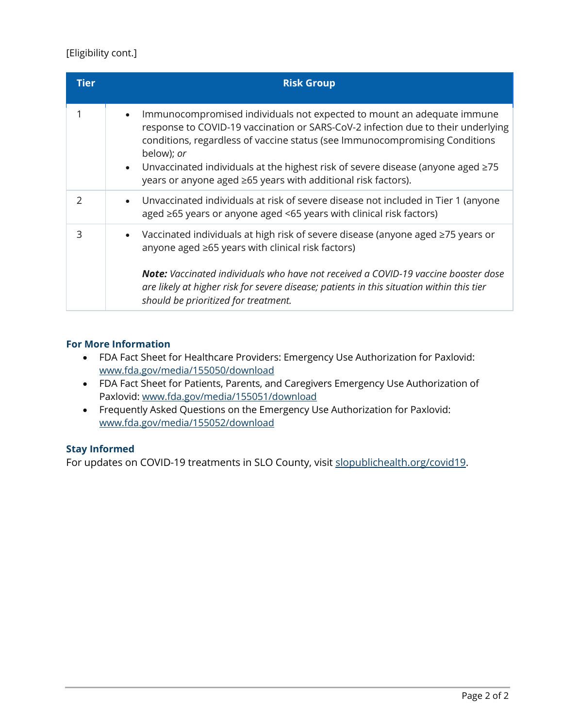[Eligibility cont.]

| Tier | Risk Group |
|---|---|
| 1 | • Immunocompromised individuals not expected to mount an adequate immune response to COVID-19 vaccination or SARS-CoV-2 infection due to their underlying conditions, regardless of vaccine status (see Immunocompromising Conditions below); *or*<br>• Unvaccinated individuals at the highest risk of severe disease (anyone aged ≥75 years or anyone aged ≥65 years with additional risk factors). |
| 2 | • Unvaccinated individuals at risk of severe disease not included in Tier 1 (anyone aged ≥65 years or anyone aged <65 years with clinical risk factors) |
| 3 | • Vaccinated individuals at high risk of severe disease (anyone aged ≥75 years or anyone aged ≥65 years with clinical risk factors)<br><br>***Note:*** *Vaccinated individuals who have not received a COVID-19 vaccine booster dose are likely at higher risk for severe disease; patients in this situation within this tier should be prioritized for treatment.* |

### For More Information

- FDA Fact Sheet for Healthcare Providers: Emergency Use Authorization for Paxlovid: www.fda.gov/media/155050/download
- FDA Fact Sheet for Patients, Parents, and Caregivers Emergency Use Authorization of Paxlovid: www.fda.gov/media/155051/download
- Frequently Asked Questions on the Emergency Use Authorization for Paxlovid: www.fda.gov/media/155052/download

### Stay Informed

For updates on COVID-19 treatments in SLO County, visit slopublichealth.org/covid19.